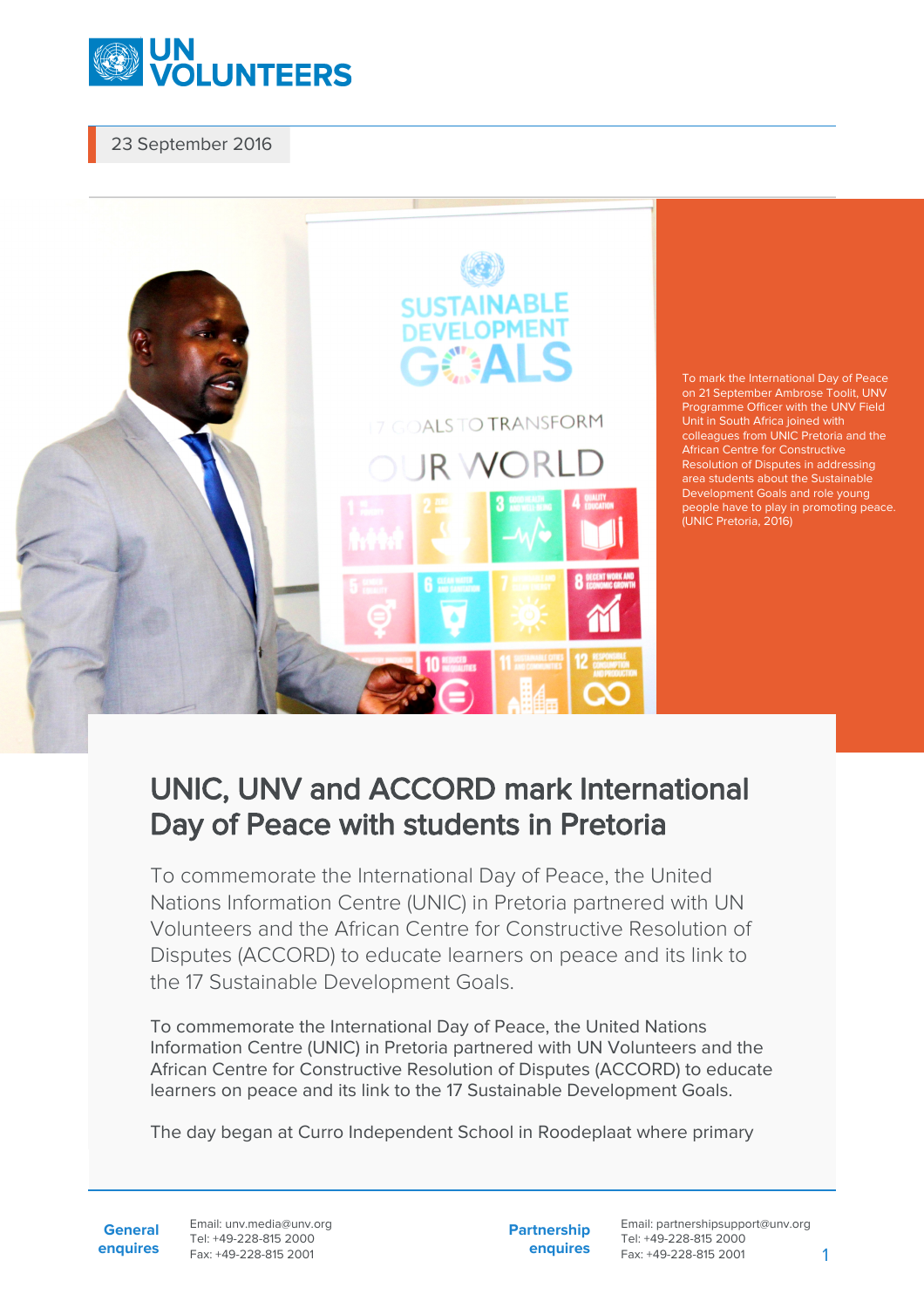23 September 2016

To mark the International Day of Peace on 21 September Ambrose Toolit, UNV Programme Officer with the UNV Field Unit in South Africa joined with colleagues from UNIC Pretoria and the African Centre for Constructive Resolution of Disputes in addressing area students about the Sustainable Development Goals and role young people have to play in promoting peace. (UNIC Pretoria, 2016)

# UNIC, UNV and ACCORD mark International Day of Peace with students in Pretoria

To commemorate the International Day of Peace, the United Nations Information Centre (UNIC) in Pretoria partnered with UN Volunteers and the African Centre for Constructive Resolution of Disputes (ACCORD) to educate learners on peace and its link to the 17 Sustainable Development Goals.

To commemorate the International Day of Peace, the United Nations Information Centre (UNIC) in Pretoria partnered with UN Volunteers and the African Centre for Constructive Resolution of Disputes (ACCORD) to educate learners on peace and its link to the 17 Sustainable Development Goals.

The day began at Curro Independent School in Roodeplaat where primary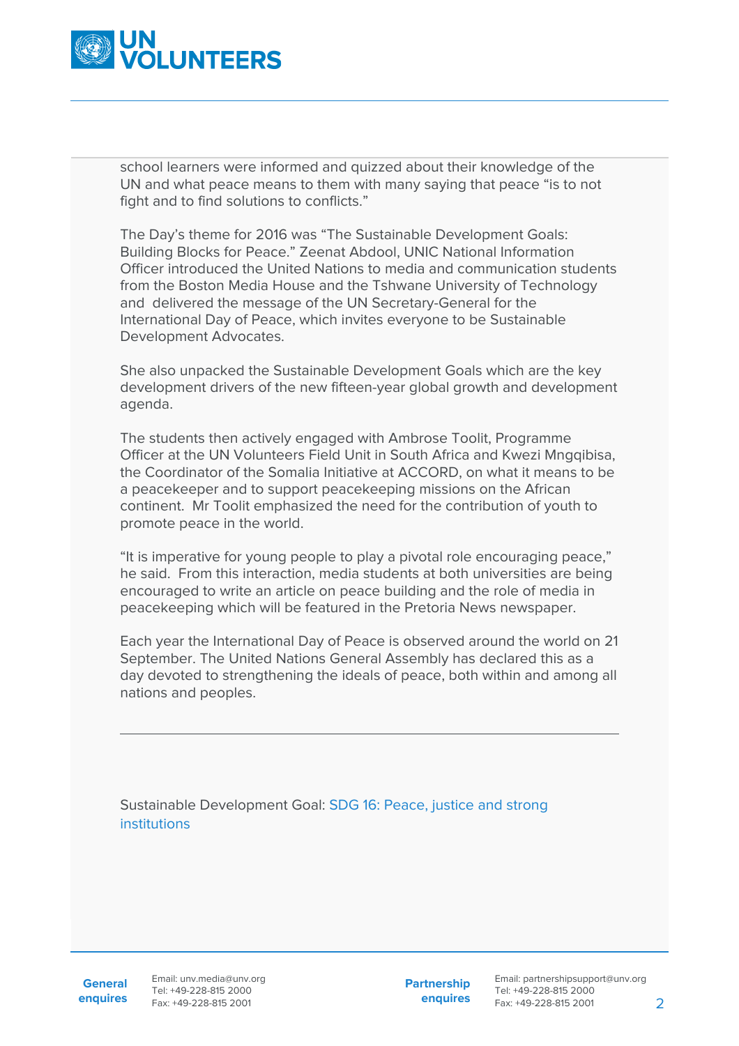school learners were informed and quizzed about their knowledge of the UN and what peace means to them with many saying that peace "is to not fight and to find solutions to conflicts."

The Day's theme for 2016 was "The Sustainable Development Goals: Building Blocks for Peace." Zeenat Abdool, UNIC National Information Officer introduced the United Nations to media and communication students from the Boston Media House and the Tshwane University of Technology and delivered the message of the UN Secretary-General for the International Day of Peace, which invites everyone to be Sustainable Development Advocates.

She also unpacked the Sustainable Development Goals which are the key development drivers of the new fifteen-year global growth and development agenda.

The students then actively engaged with Ambrose Toolit, Programme Officer at the UN Volunteers Field Unit in South Africa and Kwezi Mngqibisa, the Coordinator of the Somalia Initiative at ACCORD, on what it means to be a peacekeeper and to support peacekeeping missions on the African continent. Mr Toolit emphasized the need for the contribution of youth to promote peace in the world.

"It is imperative for young people to play a pivotal role encouraging peace," he said. From this interaction, media students at both universities are being encouraged to write an article on peace building and the role of media in peacekeeping which will be featured in the Pretoria News newspaper.

Each year the International Day of Peace is observed around the world on 21 September. The United Nations General Assembly has declared this as a day devoted to strengthening the ideals of peace, both within and among all nations and peoples.

---

Sustainable Development Goal: SDG 16: Peace, justice and strong institutions

**General enquires**
Email: unv.media@unv.org
Tel: +49-228-815 2000
Fax: +49-228-815 2001

**Partnership enquires**
Email: partnershipsupport@unv.org
Tel: +49-228-815 2000
Fax: +49-228-815 2001